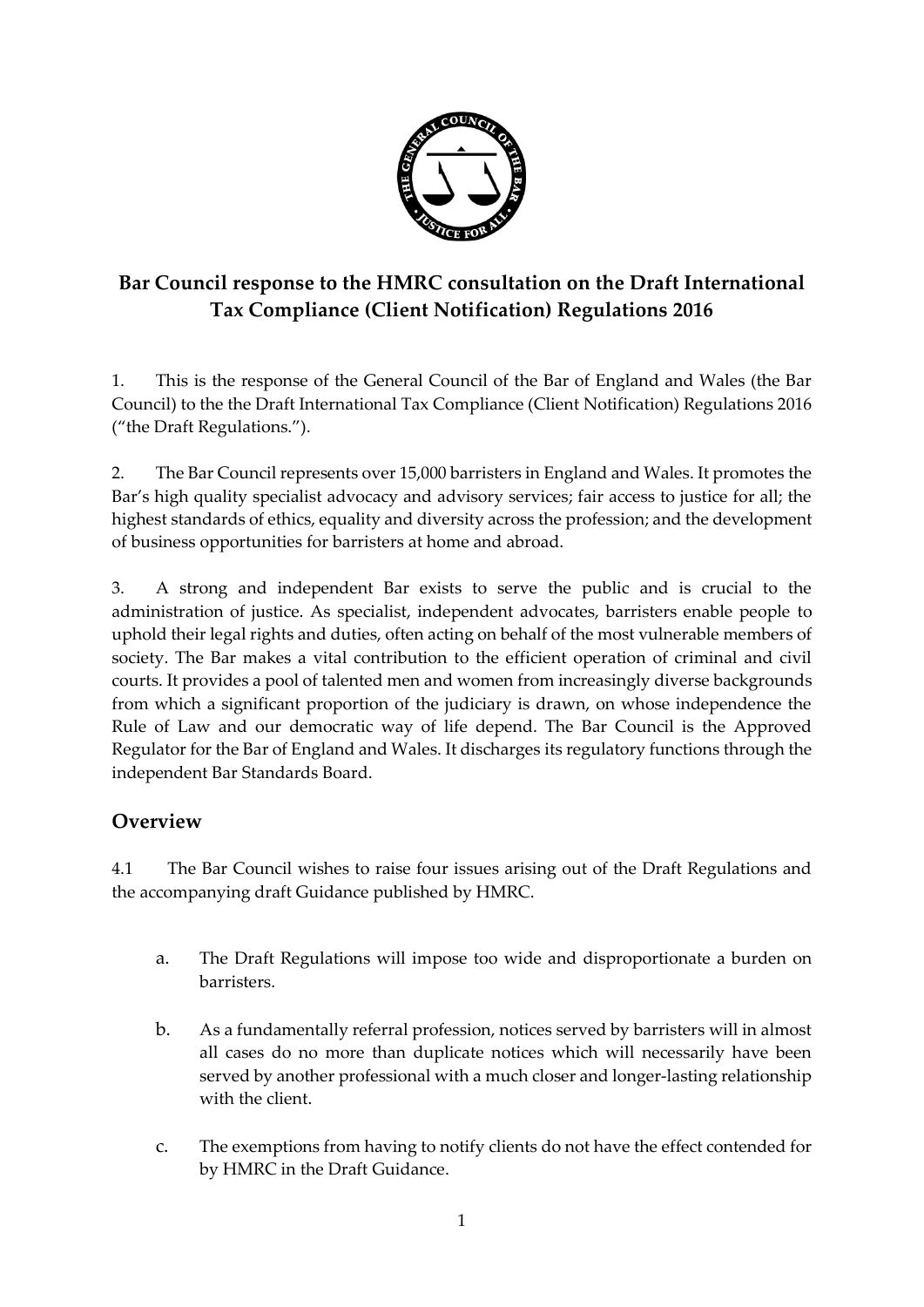# Bar Council response to the HMRC consultation on the Draft International Tax Compliance (Client Notification) Regulations 2016

1. This is the response of the General Council of the Bar of England and Wales (the Bar Council) to the the Draft International Tax Compliance (Client Notification) Regulations 2016 ("the Draft Regulations.").

2. The Bar Council represents over 15,000 barristers in England and Wales. It promotes the Bar's high quality specialist advocacy and advisory services; fair access to justice for all; the highest standards of ethics, equality and diversity across the profession; and the development of business opportunities for barristers at home and abroad.

3. A strong and independent Bar exists to serve the public and is crucial to the administration of justice. As specialist, independent advocates, barristers enable people to uphold their legal rights and duties, often acting on behalf of the most vulnerable members of society. The Bar makes a vital contribution to the efficient operation of criminal and civil courts. It provides a pool of talented men and women from increasingly diverse backgrounds from which a significant proportion of the judiciary is drawn, on whose independence the Rule of Law and our democratic way of life depend. The Bar Council is the Approved Regulator for the Bar of England and Wales. It discharges its regulatory functions through the independent Bar Standards Board.

## Overview

4.1 The Bar Council wishes to raise four issues arising out of the Draft Regulations and the accompanying draft Guidance published by HMRC.

a. The Draft Regulations will impose too wide and disproportionate a burden on barristers.

b. As a fundamentally referral profession, notices served by barristers will in almost all cases do no more than duplicate notices which will necessarily have been served by another professional with a much closer and longer-lasting relationship with the client.

c. The exemptions from having to notify clients do not have the effect contended for by HMRC in the Draft Guidance.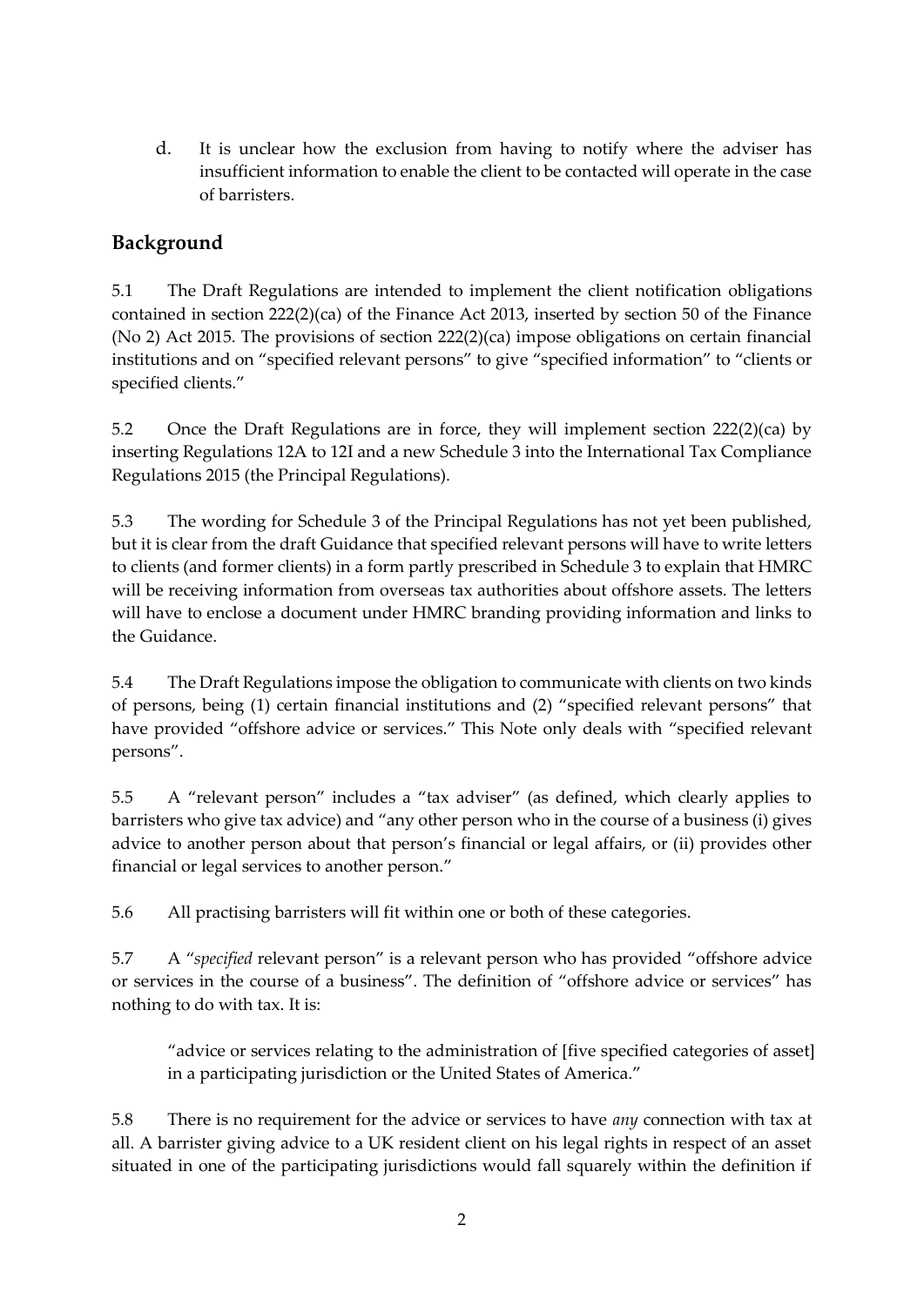d. It is unclear how the exclusion from having to notify where the adviser has insufficient information to enable the client to be contacted will operate in the case of barristers.

## Background

5.1 The Draft Regulations are intended to implement the client notification obligations contained in section 222(2)(ca) of the Finance Act 2013, inserted by section 50 of the Finance (No 2) Act 2015. The provisions of section 222(2)(ca) impose obligations on certain financial institutions and on "specified relevant persons" to give "specified information" to "clients or specified clients."

5.2 Once the Draft Regulations are in force, they will implement section 222(2)(ca) by inserting Regulations 12A to 12I and a new Schedule 3 into the International Tax Compliance Regulations 2015 (the Principal Regulations).

5.3 The wording for Schedule 3 of the Principal Regulations has not yet been published, but it is clear from the draft Guidance that specified relevant persons will have to write letters to clients (and former clients) in a form partly prescribed in Schedule 3 to explain that HMRC will be receiving information from overseas tax authorities about offshore assets. The letters will have to enclose a document under HMRC branding providing information and links to the Guidance.

5.4 The Draft Regulations impose the obligation to communicate with clients on two kinds of persons, being (1) certain financial institutions and (2) "specified relevant persons" that have provided "offshore advice or services." This Note only deals with "specified relevant persons".

5.5 A "relevant person" includes a "tax adviser" (as defined, which clearly applies to barristers who give tax advice) and "any other person who in the course of a business (i) gives advice to another person about that person's financial or legal affairs, or (ii) provides other financial or legal services to another person."

5.6 All practising barristers will fit within one or both of these categories.

5.7 A "*specified* relevant person" is a relevant person who has provided "offshore advice or services in the course of a business". The definition of "offshore advice or services" has nothing to do with tax. It is:

> "advice or services relating to the administration of [five specified categories of asset] in a participating jurisdiction or the United States of America."

5.8 There is no requirement for the advice or services to have *any* connection with tax at all. A barrister giving advice to a UK resident client on his legal rights in respect of an asset situated in one of the participating jurisdictions would fall squarely within the definition if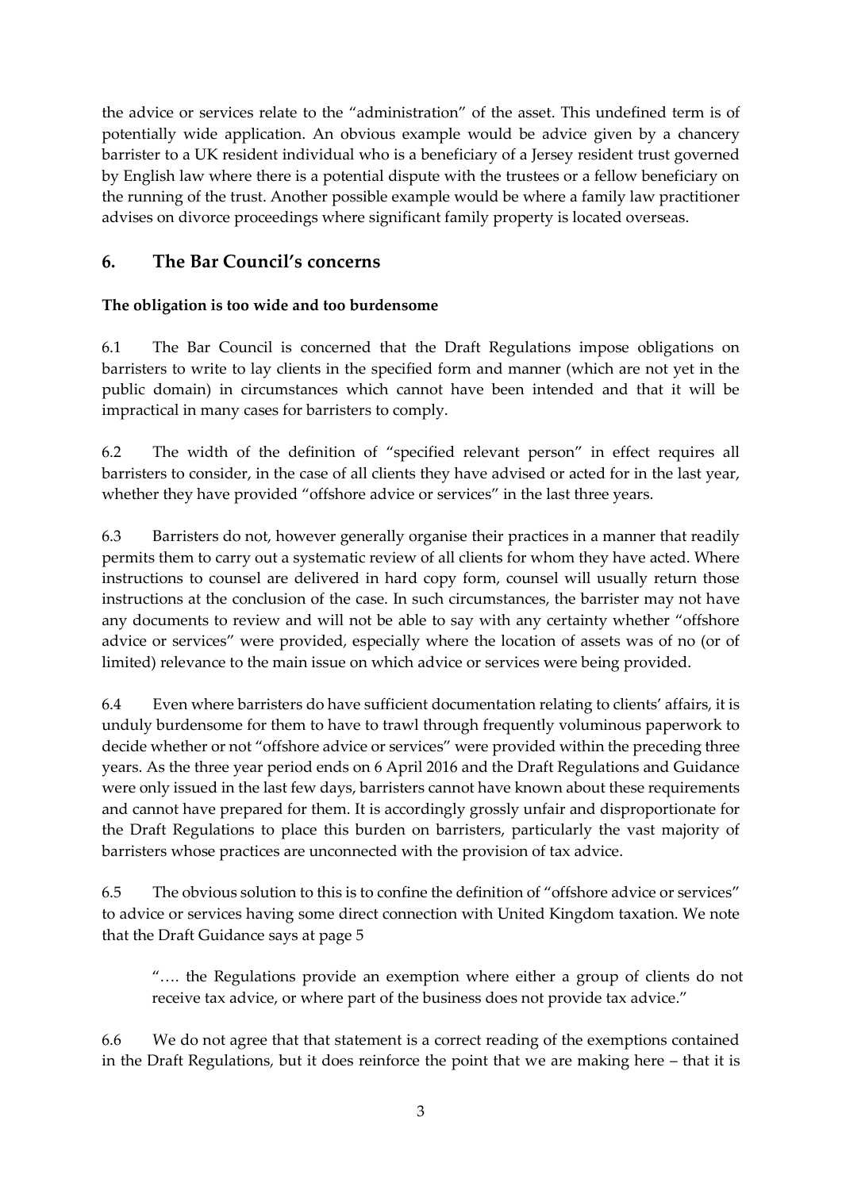the advice or services relate to the "administration" of the asset. This undefined term is of potentially wide application. An obvious example would be advice given by a chancery barrister to a UK resident individual who is a beneficiary of a Jersey resident trust governed by English law where there is a potential dispute with the trustees or a fellow beneficiary on the running of the trust. Another possible example would be where a family law practitioner advises on divorce proceedings where significant family property is located overseas.

## 6. The Bar Council's concerns

**The obligation is too wide and too burdensome**

6.1 The Bar Council is concerned that the Draft Regulations impose obligations on barristers to write to lay clients in the specified form and manner (which are not yet in the public domain) in circumstances which cannot have been intended and that it will be impractical in many cases for barristers to comply.

6.2 The width of the definition of "specified relevant person" in effect requires all barristers to consider, in the case of all clients they have advised or acted for in the last year, whether they have provided "offshore advice or services" in the last three years.

6.3 Barristers do not, however generally organise their practices in a manner that readily permits them to carry out a systematic review of all clients for whom they have acted. Where instructions to counsel are delivered in hard copy form, counsel will usually return those instructions at the conclusion of the case. In such circumstances, the barrister may not have any documents to review and will not be able to say with any certainty whether "offshore advice or services" were provided, especially where the location of assets was of no (or of limited) relevance to the main issue on which advice or services were being provided.

6.4 Even where barristers do have sufficient documentation relating to clients' affairs, it is unduly burdensome for them to have to trawl through frequently voluminous paperwork to decide whether or not "offshore advice or services" were provided within the preceding three years. As the three year period ends on 6 April 2016 and the Draft Regulations and Guidance were only issued in the last few days, barristers cannot have known about these requirements and cannot have prepared for them. It is accordingly grossly unfair and disproportionate for the Draft Regulations to place this burden on barristers, particularly the vast majority of barristers whose practices are unconnected with the provision of tax advice.

6.5 The obvious solution to this is to confine the definition of "offshore advice or services" to advice or services having some direct connection with United Kingdom taxation. We note that the Draft Guidance says at page 5

> "…. the Regulations provide an exemption where either a group of clients do not receive tax advice, or where part of the business does not provide tax advice."

6.6 We do not agree that that statement is a correct reading of the exemptions contained in the Draft Regulations, but it does reinforce the point that we are making here – that it is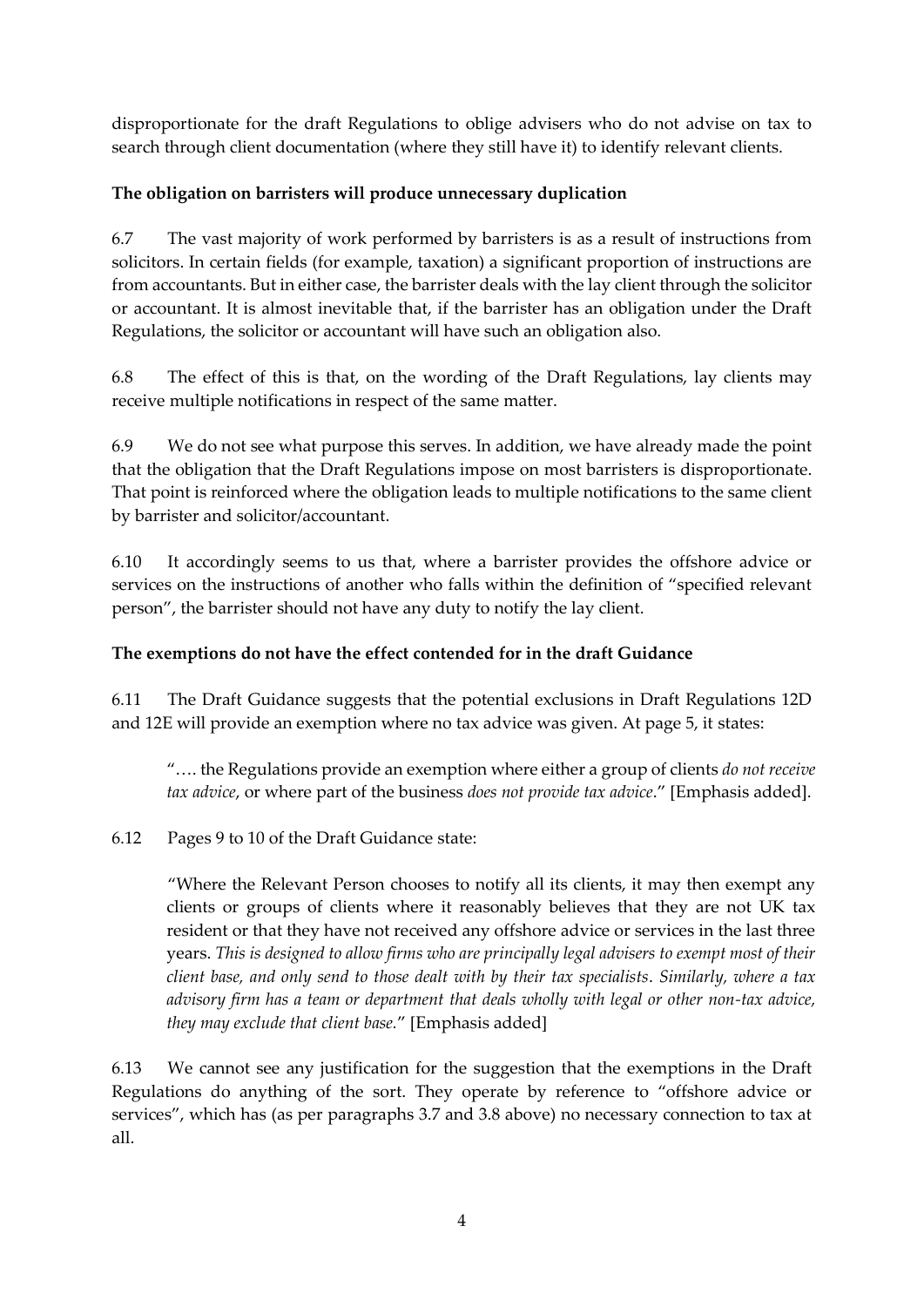disproportionate for the draft Regulations to oblige advisers who do not advise on tax to search through client documentation (where they still have it) to identify relevant clients.

**The obligation on barristers will produce unnecessary duplication**

6.7 The vast majority of work performed by barristers is as a result of instructions from solicitors. In certain fields (for example, taxation) a significant proportion of instructions are from accountants. But in either case, the barrister deals with the lay client through the solicitor or accountant. It is almost inevitable that, if the barrister has an obligation under the Draft Regulations, the solicitor or accountant will have such an obligation also.

6.8 The effect of this is that, on the wording of the Draft Regulations, lay clients may receive multiple notifications in respect of the same matter.

6.9 We do not see what purpose this serves. In addition, we have already made the point that the obligation that the Draft Regulations impose on most barristers is disproportionate. That point is reinforced where the obligation leads to multiple notifications to the same client by barrister and solicitor/accountant.

6.10 It accordingly seems to us that, where a barrister provides the offshore advice or services on the instructions of another who falls within the definition of "specified relevant person", the barrister should not have any duty to notify the lay client.

**The exemptions do not have the effect contended for in the draft Guidance**

6.11 The Draft Guidance suggests that the potential exclusions in Draft Regulations 12D and 12E will provide an exemption where no tax advice was given. At page 5, it states:

> "…. the Regulations provide an exemption where either a group of clients *do not receive tax advice*, or where part of the business *does not provide tax advice*." [Emphasis added].

6.12 Pages 9 to 10 of the Draft Guidance state:

> "Where the Relevant Person chooses to notify all its clients, it may then exempt any clients or groups of clients where it reasonably believes that they are not UK tax resident or that they have not received any offshore advice or services in the last three years. *This is designed to allow firms who are principally legal advisers to exempt most of their client base, and only send to those dealt with by their tax specialists*. *Similarly, where a tax advisory firm has a team or department that deals wholly with legal or other non-tax advice, they may exclude that client base.*" [Emphasis added]

6.13 We cannot see any justification for the suggestion that the exemptions in the Draft Regulations do anything of the sort. They operate by reference to "offshore advice or services", which has (as per paragraphs 3.7 and 3.8 above) no necessary connection to tax at all.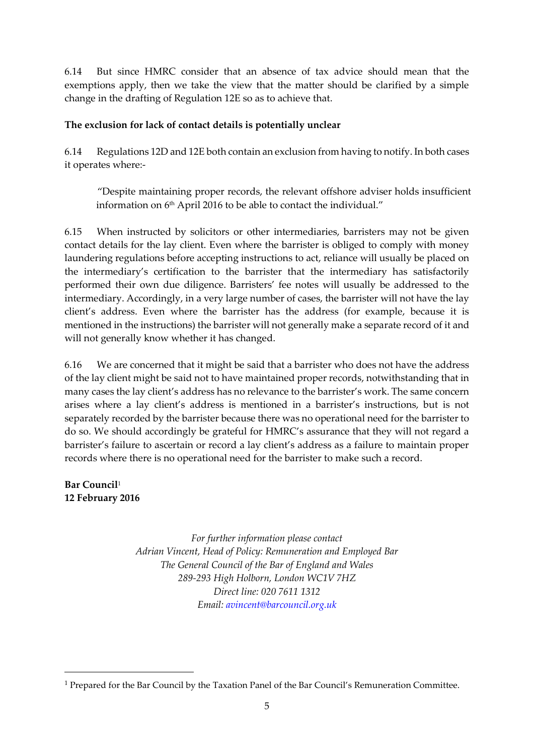6.14 But since HMRC consider that an absence of tax advice should mean that the exemptions apply, then we take the view that the matter should be clarified by a simple change in the drafting of Regulation 12E so as to achieve that.

**The exclusion for lack of contact details is potentially unclear**

6.14 Regulations 12D and 12E both contain an exclusion from having to notify. In both cases it operates where:-

> "Despite maintaining proper records, the relevant offshore adviser holds insufficient information on 6th April 2016 to be able to contact the individual."

6.15 When instructed by solicitors or other intermediaries, barristers may not be given contact details for the lay client. Even where the barrister is obliged to comply with money laundering regulations before accepting instructions to act, reliance will usually be placed on the intermediary's certification to the barrister that the intermediary has satisfactorily performed their own due diligence. Barristers' fee notes will usually be addressed to the intermediary. Accordingly, in a very large number of cases, the barrister will not have the lay client's address. Even where the barrister has the address (for example, because it is mentioned in the instructions) the barrister will not generally make a separate record of it and will not generally know whether it has changed.

6.16 We are concerned that it might be said that a barrister who does not have the address of the lay client might be said not to have maintained proper records, notwithstanding that in many cases the lay client's address has no relevance to the barrister's work. The same concern arises where a lay client's address is mentioned in a barrister's instructions, but is not separately recorded by the barrister because there was no operational need for the barrister to do so. We should accordingly be grateful for HMRC's assurance that they will not regard a barrister's failure to ascertain or record a lay client's address as a failure to maintain proper records where there is no operational need for the barrister to make such a record.

**Bar Council**[1]
**12 February 2016**

*For further information please contact*
*Adrian Vincent, Head of Policy: Remuneration and Employed Bar*
*The General Council of the Bar of England and Wales*
*289-293 High Holborn, London WC1V 7HZ*
*Direct line: 020 7611 1312*
*Email: avincent@barcouncil.org.uk*

---

[1] Prepared for the Bar Council by the Taxation Panel of the Bar Council's Remuneration Committee.